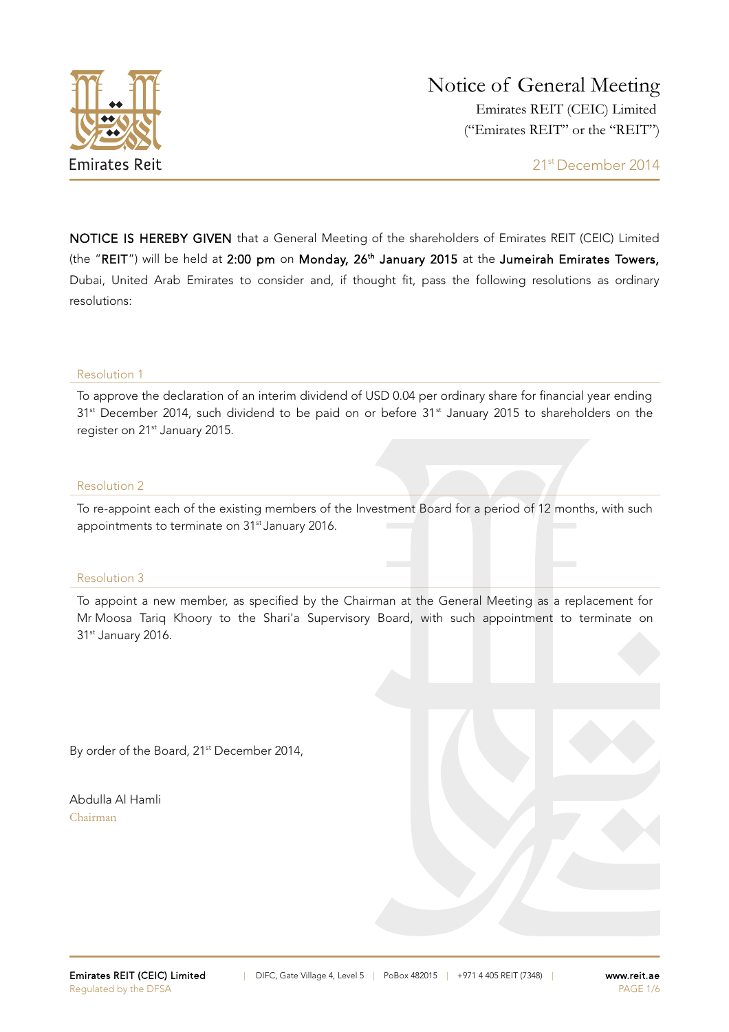Emirates Reit

# Notice of General Meeting

Emirates REIT (CEIC) Limited
("Emirates REIT" or the "REIT")

21st December 2014

**NOTICE IS HEREBY GIVEN** that a General Meeting of the shareholders of Emirates REIT (CEIC) Limited (the "**REIT**") will be held at **2:00 pm** on **Monday, 26th January 2015** at the **Jumeirah Emirates Towers,** Dubai, United Arab Emirates to consider and, if thought fit, pass the following resolutions as ordinary resolutions:

## Resolution 1

To approve the declaration of an interim dividend of USD 0.04 per ordinary share for financial year ending 31st December 2014, such dividend to be paid on or before 31st January 2015 to shareholders on the register on 21st January 2015.

## Resolution 2

To re-appoint each of the existing members of the Investment Board for a period of 12 months, with such appointments to terminate on 31st January 2016.

## Resolution 3

To appoint a new member, as specified by the Chairman at the General Meeting as a replacement for Mr Moosa Tariq Khoory to the Shari'a Supervisory Board, with such appointment to terminate on 31st January 2016.

By order of the Board, 21st December 2014,

Abdulla Al Hamli
Chairman

**Emirates REIT (CEIC) Limited** | DIFC, Gate Village 4, Level 5 | PoBox 482015 | +971 4 405 REIT (7348) | **www.reit.ae**
Regulated by the DFSA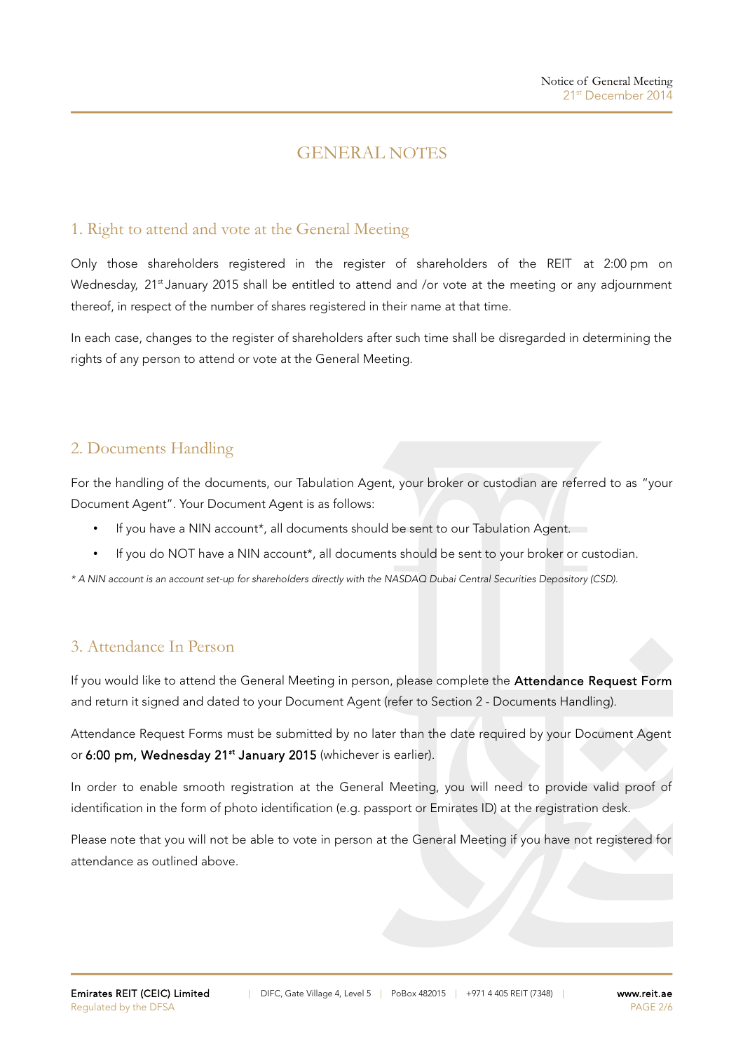# GENERAL NOTES

## 1. Right to attend and vote at the General Meeting

Only those shareholders registered in the register of shareholders of the REIT at 2:00 pm on Wednesday, 21st January 2015 shall be entitled to attend and /or vote at the meeting or any adjournment thereof, in respect of the number of shares registered in their name at that time.

In each case, changes to the register of shareholders after such time shall be disregarded in determining the rights of any person to attend or vote at the General Meeting.

## 2. Documents Handling

For the handling of the documents, our Tabulation Agent, your broker or custodian are referred to as "your Document Agent". Your Document Agent is as follows:

- If you have a NIN account*, all documents should be sent to our Tabulation Agent.
- If you do NOT have a NIN account*, all documents should be sent to your broker or custodian.

*\* A NIN account is an account set-up for shareholders directly with the NASDAQ Dubai Central Securities Depository (CSD).*

## 3. Attendance In Person

If you would like to attend the General Meeting in person, please complete the **Attendance Request Form** and return it signed and dated to your Document Agent (refer to Section 2 - Documents Handling).

Attendance Request Forms must be submitted by no later than the date required by your Document Agent or **6:00 pm, Wednesday 21st January 2015** (whichever is earlier).

In order to enable smooth registration at the General Meeting, you will need to provide valid proof of identification in the form of photo identification (e.g. passport or Emirates ID) at the registration desk.

Please note that you will not be able to vote in person at the General Meeting if you have not registered for attendance as outlined above.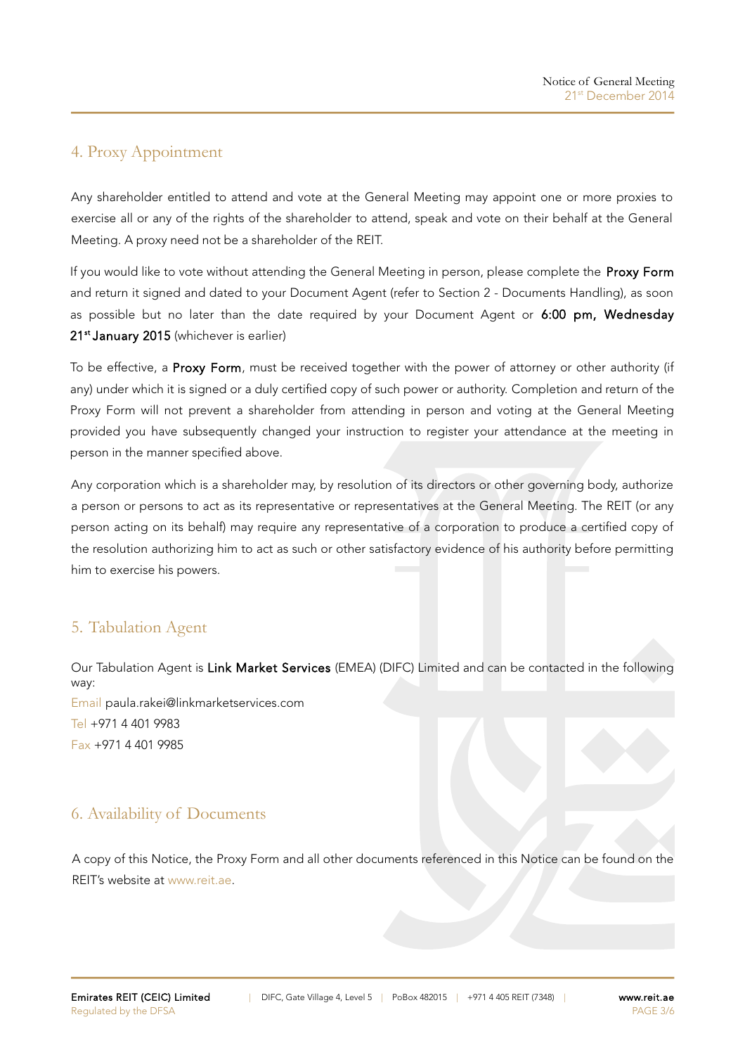## 4. Proxy Appointment

Any shareholder entitled to attend and vote at the General Meeting may appoint one or more proxies to exercise all or any of the rights of the shareholder to attend, speak and vote on their behalf at the General Meeting. A proxy need not be a shareholder of the REIT.

If you would like to vote without attending the General Meeting in person, please complete the **Proxy Form** and return it signed and dated to your Document Agent (refer to Section 2 - Documents Handling), as soon as possible but no later than the date required by your Document Agent or **6:00 pm, Wednesday 21st January 2015** (whichever is earlier)

To be effective, a **Proxy Form**, must be received together with the power of attorney or other authority (if any) under which it is signed or a duly certified copy of such power or authority. Completion and return of the Proxy Form will not prevent a shareholder from attending in person and voting at the General Meeting provided you have subsequently changed your instruction to register your attendance at the meeting in person in the manner specified above.

Any corporation which is a shareholder may, by resolution of its directors or other governing body, authorize a person or persons to act as its representative or representatives at the General Meeting. The REIT (or any person acting on its behalf) may require any representative of a corporation to produce a certified copy of the resolution authorizing him to act as such or other satisfactory evidence of his authority before permitting him to exercise his powers.

## 5. Tabulation Agent

Our Tabulation Agent is **Link Market Services** (EMEA) (DIFC) Limited and can be contacted in the following way:

Email paula.rakei@linkmarketservices.com
Tel +971 4 401 9983
Fax +971 4 401 9985

## 6. Availability of Documents

A copy of this Notice, the Proxy Form and all other documents referenced in this Notice can be found on the REIT's website at www.reit.ae.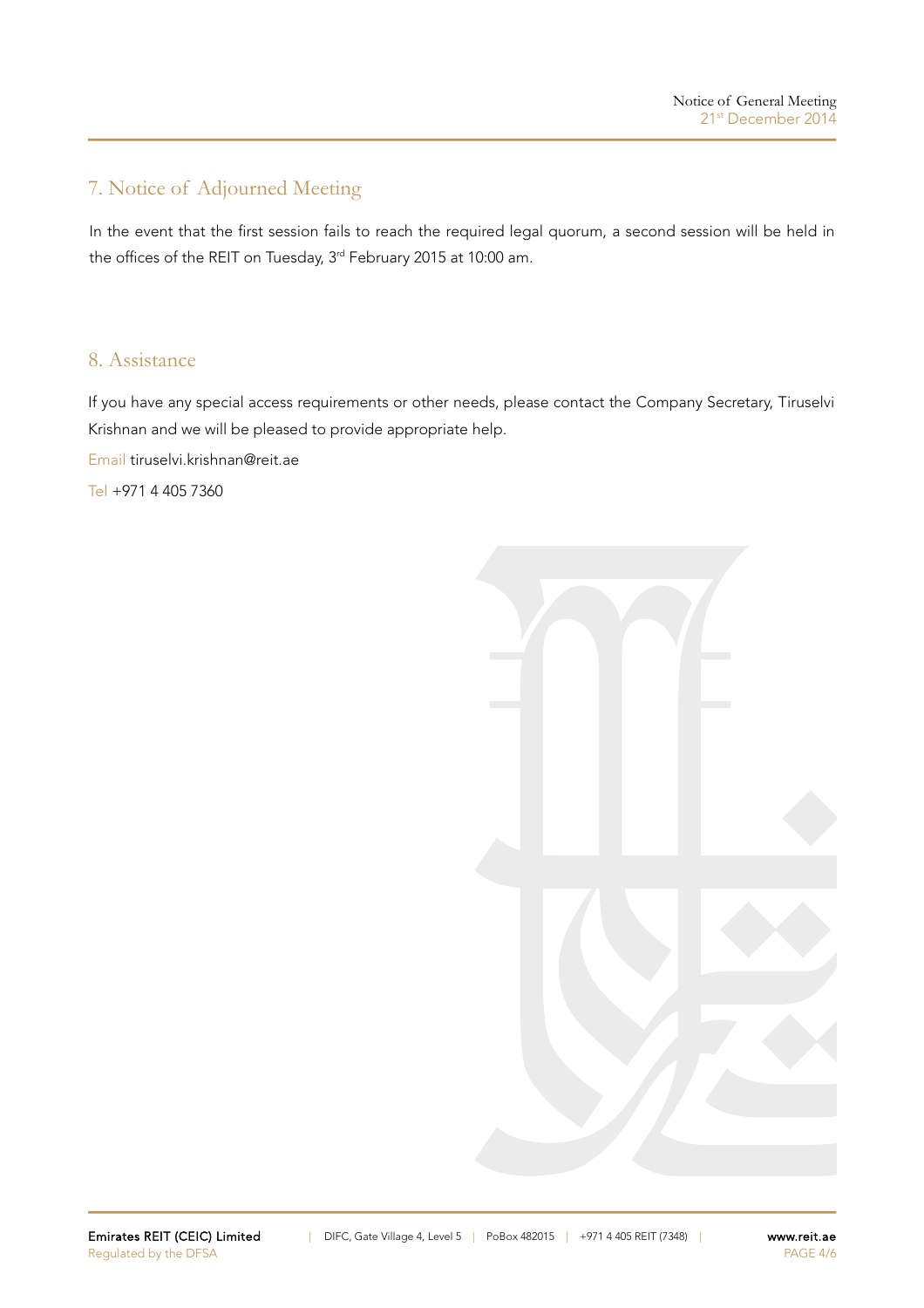## 7. Notice of Adjourned Meeting

In the event that the first session fails to reach the required legal quorum, a second session will be held in the offices of the REIT on Tuesday, 3rd February 2015 at 10:00 am.

## 8. Assistance

If you have any special access requirements or other needs, please contact the Company Secretary, Tiruselvi Krishnan and we will be pleased to provide appropriate help.

Email tiruselvi.krishnan@reit.ae

Tel +971 4 405 7360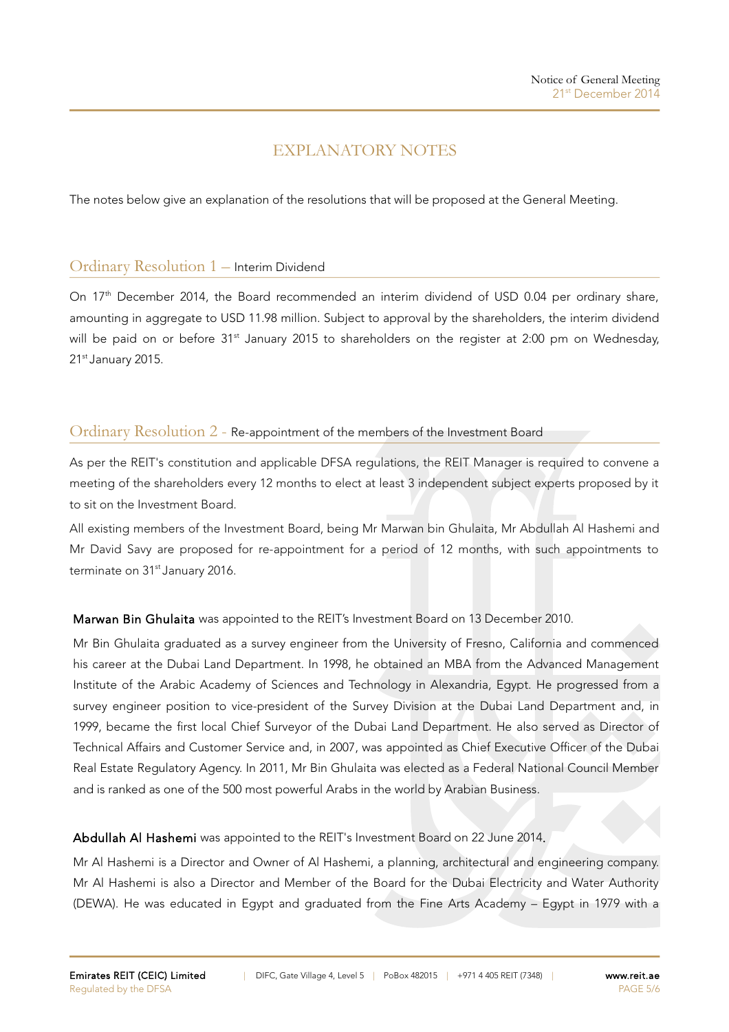# EXPLANATORY NOTES

The notes below give an explanation of the resolutions that will be proposed at the General Meeting.

## Ordinary Resolution 1 – Interim Dividend

On 17th December 2014, the Board recommended an interim dividend of USD 0.04 per ordinary share, amounting in aggregate to USD 11.98 million. Subject to approval by the shareholders, the interim dividend will be paid on or before 31st January 2015 to shareholders on the register at 2:00 pm on Wednesday, 21st January 2015.

## Ordinary Resolution 2 - Re-appointment of the members of the Investment Board

As per the REIT's constitution and applicable DFSA regulations, the REIT Manager is required to convene a meeting of the shareholders every 12 months to elect at least 3 independent subject experts proposed by it to sit on the Investment Board.

All existing members of the Investment Board, being Mr Marwan bin Ghulaita, Mr Abdullah Al Hashemi and Mr David Savy are proposed for re-appointment for a period of 12 months, with such appointments to terminate on 31st January 2016.

**Marwan Bin Ghulaita** was appointed to the REIT's Investment Board on 13 December 2010.

Mr Bin Ghulaita graduated as a survey engineer from the University of Fresno, California and commenced his career at the Dubai Land Department. In 1998, he obtained an MBA from the Advanced Management Institute of the Arabic Academy of Sciences and Technology in Alexandria, Egypt. He progressed from a survey engineer position to vice-president of the Survey Division at the Dubai Land Department and, in 1999, became the first local Chief Surveyor of the Dubai Land Department. He also served as Director of Technical Affairs and Customer Service and, in 2007, was appointed as Chief Executive Officer of the Dubai Real Estate Regulatory Agency. In 2011, Mr Bin Ghulaita was elected as a Federal National Council Member and is ranked as one of the 500 most powerful Arabs in the world by Arabian Business.

**Abdullah Al Hashemi** was appointed to the REIT's Investment Board on 22 June 2014.

Mr Al Hashemi is a Director and Owner of Al Hashemi, a planning, architectural and engineering company. Mr Al Hashemi is also a Director and Member of the Board for the Dubai Electricity and Water Authority (DEWA). He was educated in Egypt and graduated from the Fine Arts Academy – Egypt in 1979 with a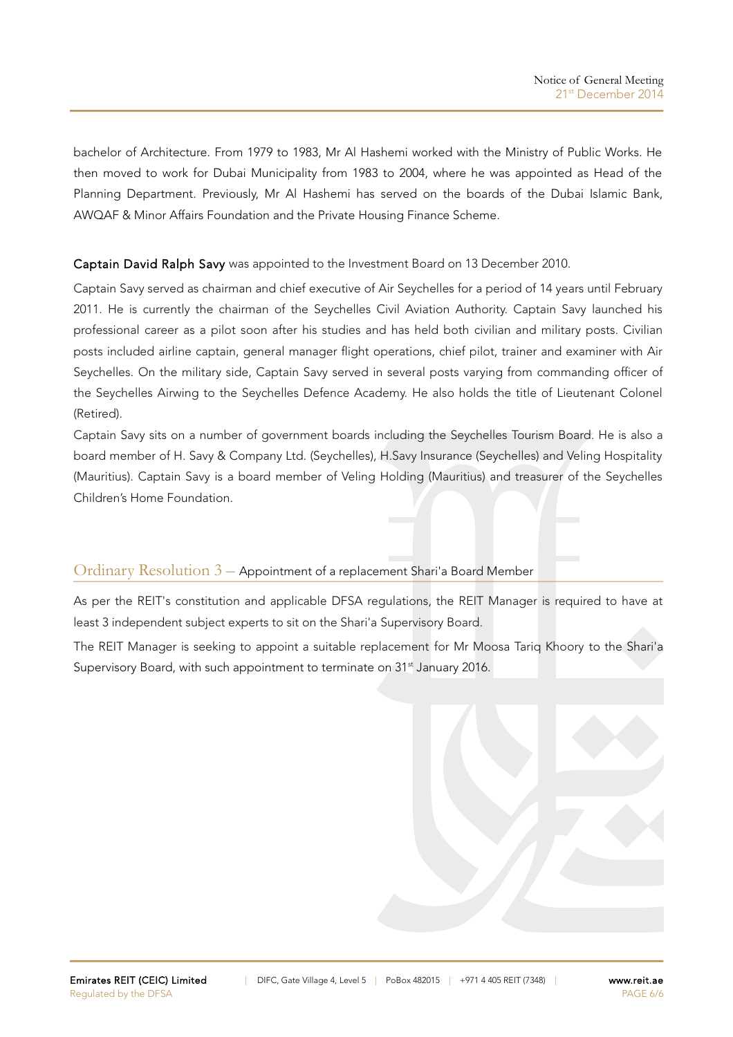bachelor of Architecture. From 1979 to 1983, Mr Al Hashemi worked with the Ministry of Public Works. He then moved to work for Dubai Municipality from 1983 to 2004, where he was appointed as Head of the Planning Department. Previously, Mr Al Hashemi has served on the boards of the Dubai Islamic Bank, AWQAF & Minor Affairs Foundation and the Private Housing Finance Scheme.

**Captain David Ralph Savy** was appointed to the Investment Board on 13 December 2010.

Captain Savy served as chairman and chief executive of Air Seychelles for a period of 14 years until February 2011. He is currently the chairman of the Seychelles Civil Aviation Authority. Captain Savy launched his professional career as a pilot soon after his studies and has held both civilian and military posts. Civilian posts included airline captain, general manager flight operations, chief pilot, trainer and examiner with Air Seychelles. On the military side, Captain Savy served in several posts varying from commanding officer of the Seychelles Airwing to the Seychelles Defence Academy. He also holds the title of Lieutenant Colonel (Retired).

Captain Savy sits on a number of government boards including the Seychelles Tourism Board. He is also a board member of H. Savy & Company Ltd. (Seychelles), H.Savy Insurance (Seychelles) and Veling Hospitality (Mauritius). Captain Savy is a board member of Veling Holding (Mauritius) and treasurer of the Seychelles Children's Home Foundation.

## Ordinary Resolution 3 – Appointment of a replacement Shari'a Board Member

As per the REIT's constitution and applicable DFSA regulations, the REIT Manager is required to have at least 3 independent subject experts to sit on the Shari'a Supervisory Board.

The REIT Manager is seeking to appoint a suitable replacement for Mr Moosa Tariq Khoory to the Shari'a Supervisory Board, with such appointment to terminate on 31st January 2016.